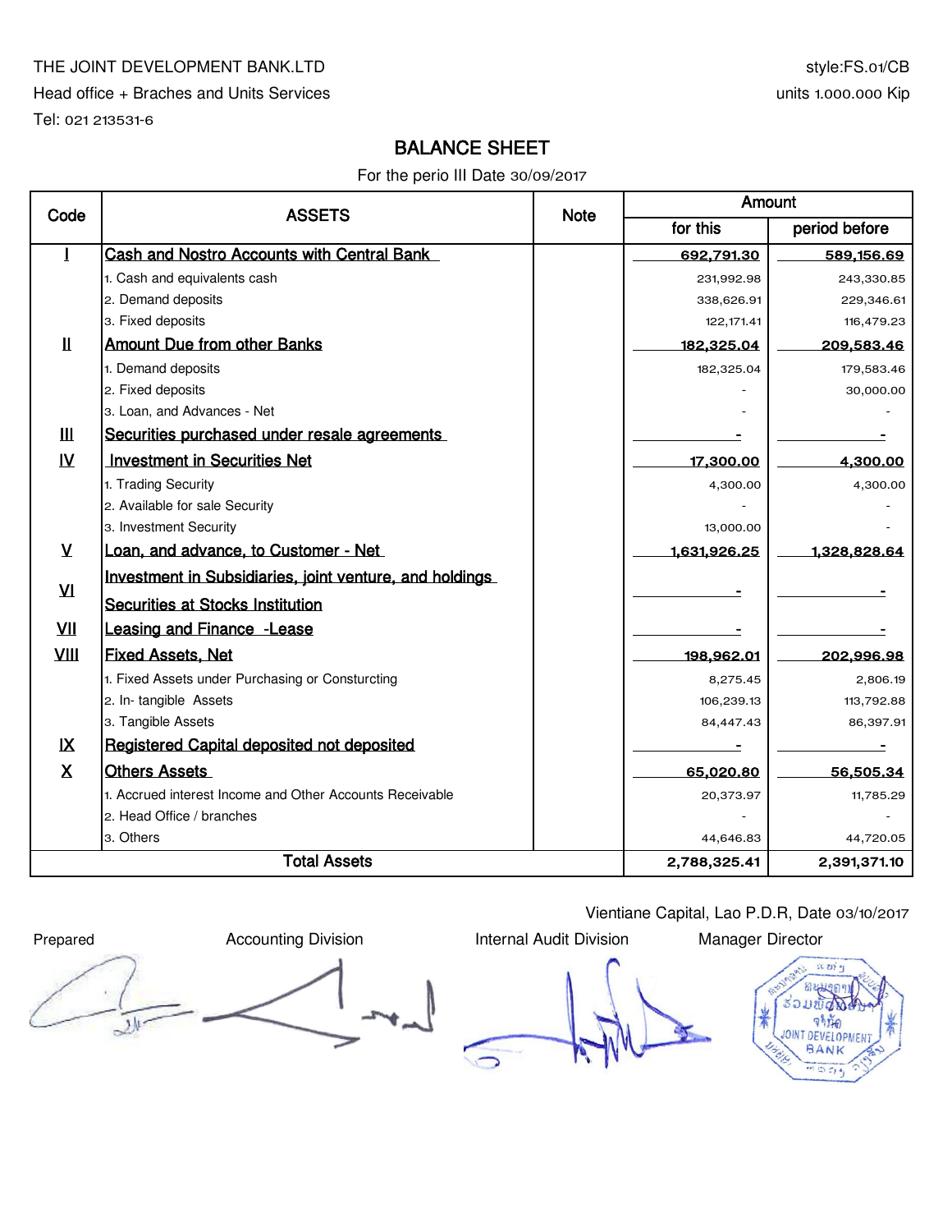THE JOINT DEVELOPMENT BANK.LTD

Head office + Braches and Units Services

Tel: 021 213531-6

style:FS.01/CB

units 1.000.000 Kip

# BALANCE SHEET

For the perio III Date 30/09/2017

| Code | ASSETS | Note | Amount | |
|---|---|---|---|---|
| | | | for this | period before |
| I | Cash and Nostro Accounts with Central Bank | | 692,791.30 | 589,156.69 |
| | 1. Cash and equivalents cash | | 231,992.98 | 243,330.85 |
| | 2. Demand deposits | | 338,626.91 | 229,346.61 |
| | 3. Fixed deposits | | 122,171.41 | 116,479.23 |
| II | Amount Due from other Banks | | 182,325.04 | 209,583.46 |
| | 1. Demand deposits | | 182,325.04 | 179,583.46 |
| | 2. Fixed deposits | | - | 30,000.00 |
| | 3. Loan, and Advances - Net | | - | - |
| III | Securities purchased under resale agreements | | - | - |
| IV | Investment in Securities Net | | 17,300.00 | 4,300.00 |
| | 1. Trading Security | | 4,300.00 | 4,300.00 |
| | 2. Available for sale Security | | - | - |
| | 3. Investment Security | | 13,000.00 | - |
| V | Loan, and advance, to Customer - Net | | 1,631,926.25 | 1,328,828.64 |
| VI | Investment in Subsidiaries, joint venture, and holdings Securities at Stocks Institution | | - | - |
| VII | Leasing and Finance -Lease | | - | - |
| VIII | Fixed Assets, Net | | 198,962.01 | 202,996.98 |
| | 1. Fixed Assets under Purchasing or Consturcting | | 8,275.45 | 2,806.19 |
| | 2. In- tangible Assets | | 106,239.13 | 113,792.88 |
| | 3. Tangible Assets | | 84,447.43 | 86,397.91 |
| IX | Registered Capital deposited not deposited | | - | - |
| X | Others Assets | | 65,020.80 | 56,505.34 |
| | 1. Accrued interest Income and Other Accounts Receivable | | 20,373.97 | 11,785.29 |
| | 2. Head Office / branches | | - | - |
| | 3. Others | | 44,646.83 | 44,720.05 |
| | **Total Assets** | | **2,788,325.41** | **2,391,371.10** |

Vientiane Capital, Lao P.D.R, Date 03/10/2017

| Prepared | Accounting Division | Internal Audit Division | Manager Director |
|---|---|---|---|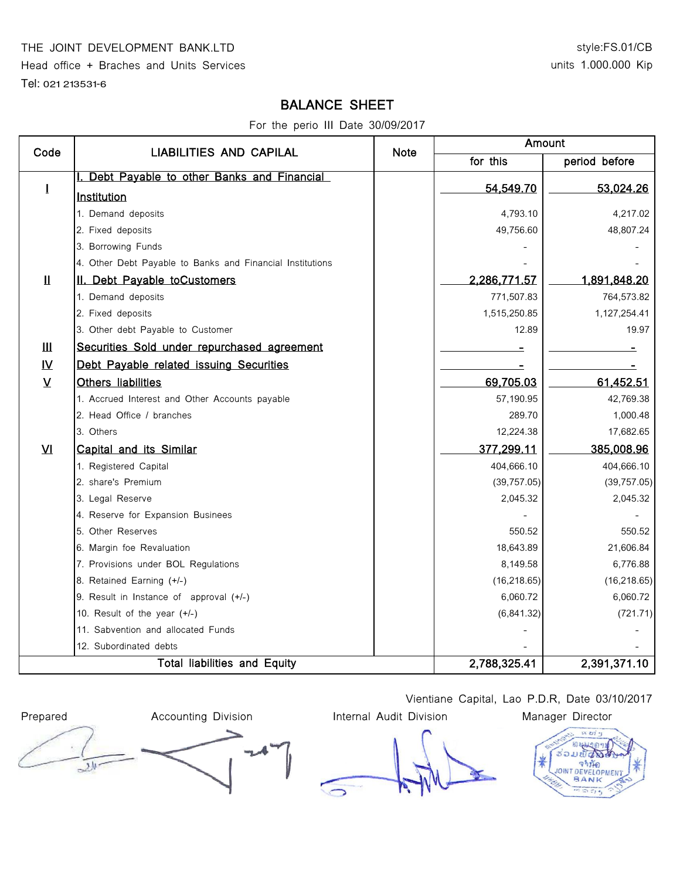THE JOINT DEVELOPMENT BANK.LTD

Head office + Braches and Units Services

Tel: 021 213531-6

style:FS.01/CB

units 1.000.000 Kip

# BALANCE SHEET

For the perio III Date 30/09/2017

| Code | LIABILITIES AND CAPILAL | Note | Amount | |
|---|---|---|---|---|
| | | | for this | period before |
| I | I. Debt Payable to other Banks and Financial Institution | | 54,549.70 | 53,024.26 |
| | 1. Demand deposits | | 4,793.10 | 4,217.02 |
| | 2. Fixed deposits | | 49,756.60 | 48,807.24 |
| | 3. Borrowing Funds | | - | - |
| | 4. Other Debt Payable to Banks and Financial Institutions | | - | - |
| II | II. Debt Payable toCustomers | | 2,286,771.57 | 1,891,848.20 |
| | 1. Demand deposits | | 771,507.83 | 764,573.82 |
| | 2. Fixed deposits | | 1,515,250.85 | 1,127,254.41 |
| | 3. Other debt Payable to Customer | | 12.89 | 19.97 |
| III | Securities Sold under repurchased agreement | | - | - |
| IV | Debt Payable related issuing Securities | | - | - |
| V | Others liabilities | | 69,705.03 | 61,452.51 |
| | 1. Accrued Interest and Other Accounts payable | | 57,190.95 | 42,769.38 |
| | 2. Head Office / branches | | 289.70 | 1,000.48 |
| | 3. Others | | 12,224.38 | 17,682.65 |
| VI | Capital and its Similar | | 377,299.11 | 385,008.96 |
| | 1. Registered Capital | | 404,666.10 | 404,666.10 |
| | 2. share's Premium | | (39,757.05) | (39,757.05) |
| | 3. Legal Reserve | | 2,045.32 | 2,045.32 |
| | 4. Reserve for Expansion Businees | | - | - |
| | 5. Other Reserves | | 550.52 | 550.52 |
| | 6. Margin foe Revaluation | | 18,643.89 | 21,606.84 |
| | 7. Provisions under BOL Regulations | | 8,149.58 | 6,776.88 |
| | 8. Retained Earning (+/-) | | (16,218.65) | (16,218.65) |
| | 9. Result in Instance of approval (+/-) | | 6,060.72 | 6,060.72 |
| | 10. Result of the year (+/-) | | (6,841.32) | (721.71) |
| | 11. Sabvention and allocated Funds | | - | - |
| | 12. Subordinated debts | | - | - |
| | Total liabilities and Equity | | 2,788,325.41 | 2,391,371.10 |

Vientiane Capital, Lao P.D.R, Date 03/10/2017

| Prepared | Accounting Division | Internal Audit Division | Manager Director |
|---|---|---|---|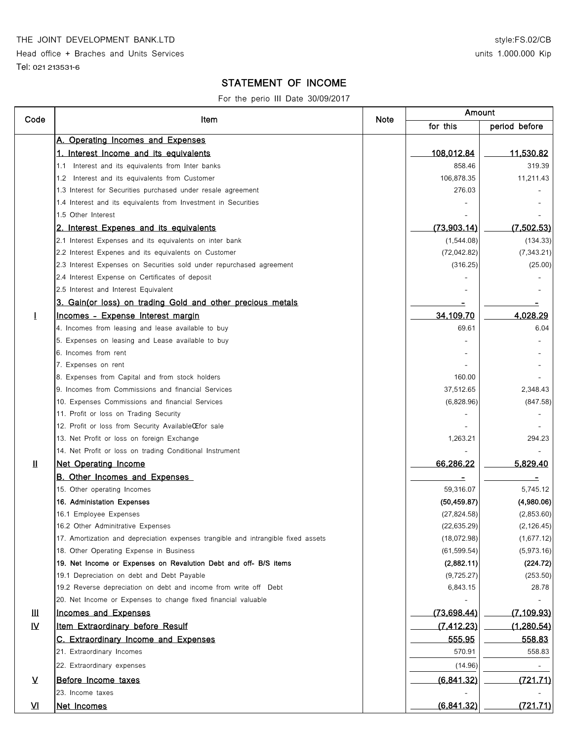THE JOINT DEVELOPMENT BANK.LTD

Head office + Braches and Units Services

Tel: 021 213531-6

style:FS.02/CB

units 1.000.000 Kip

# STATEMENT OF INCOME

For the perio III Date 30/09/2017

| Code | Item | Note | Amount | |
|---|---|---|---|---|
| | | | for this | period before |
| | A. Operating Incomes and Expenses | | | |
| | 1. Interest Income and its equivalents | | 108,012.84 | 11,530.82 |
| | 1.1 Interest and its equivalents from Inter banks | | 858.46 | 319.39 |
| | 1.2 Interest and its equivalents from Customer | | 106,878.35 | 11,211.43 |
| | 1.3 Interest for Securities purchased under resale agreement | | 276.03 | - |
| | 1.4 Interest and its equivalents from Investment in Securities | | - | - |
| | 1.5 Other Interest | | - | - |
| | 2. Interest Expenes and its equivalents | | (73,903.14) | (7,502.53) |
| | 2.1 Interest Expenses and its equivalents on inter bank | | (1,544.08) | (134.33) |
| | 2.2 Interest Expenes and its equivalents on Customer | | (72,042.82) | (7,343.21) |
| | 2.3 Interest Expenses on Securities sold under repurchased agreement | | (316.25) | (25.00) |
| | 2.4 Interest Expense on Certificates of deposit | | - | - |
| | 2.5 Interest and Interest Equivalent | | - | - |
| | 3. Gain(or loss) on trading Gold and other precious metals | | - | - |
| I | Incomes - Expense Interest margin | | 34,109.70 | 4,028.29 |
| | 4. Incomes from leasing and lease available to buy | | 69.61 | 6.04 |
| | 5. Expenses on leasing and Lease available to buy | | - | - |
| | 6. Incomes from rent | | - | - |
| | 7. Expenses on rent | | - | - |
| | 8. Expenses from Capital and from stock holders | | 160.00 | - |
| | 9. Incomes from Commissions and financial Services | | 37,512.65 | 2,348.43 |
| | 10. Expenses Commissions and financial Services | | (6,828.96) | (847.58) |
| | 11. Profit or loss on Trading Security | | - | - |
| | 12. Profit or loss from Security AvailableŒfor sale | | - | - |
| | 13. Net Profit or loss on foreign Exchange | | 1,263.21 | 294.23 |
| | 14. Net Profit or loss on trading Conditional Instrument | | - | - |
| II | Net Operating Income | | 66,286.22 | 5,829.40 |
| | B. Other Incomes and Expenses | | - | - |
| | 15. Other operating Incomes | | 59,316.07 | 5,745.12 |
| | **16. Administation Expenses** | | **(50,459.87)** | **(4,980.06)** |
| | 16.1 Employee Expenses | | (27,824.58) | (2,853.60) |
| | 16.2 Other Adminitrative Expenses | | (22,635.29) | (2,126.45) |
| | 17. Amortization and depreciation expenses trangible and intrangible fixed assets | | (18,072.98) | (1,677.12) |
| | 18. Other Operating Expense in Business | | (61,599.54) | (5,973.16) |
| | **19. Net Income or Expenses on Revalution Debt and off- B/S items** | | **(2,882.11)** | **(224.72)** |
| | 19.1 Depreciation on debt and Debt Payable | | (9,725.27) | (253.50) |
| | 19.2 Reverse depreciation on debt and income from write off Debt | | 6,843.15 | 28.78 |
| | 20. Net Income or Expenses to change fixed financial valuable | | - | - |
| III | Incomes and Expenses | | (73,698.44) | (7,109.93) |
| IV | Item Extraordinary before Resulf | | (7,412.23) | (1,280.54) |
| | C. Extraordinary Income and Expenses | | 555.95 | 558.83 |
| | 21. Extraordinary Incomes | | 570.91 | 558.83 |
| | 22. Extraordinary expenses | | (14.96) | - |
| V | Before Income taxes | | (6,841.32) | (721.71) |
| | 23. Income taxes | | - | - |
| VI | Net Incomes | | (6,841.32) | (721.71) |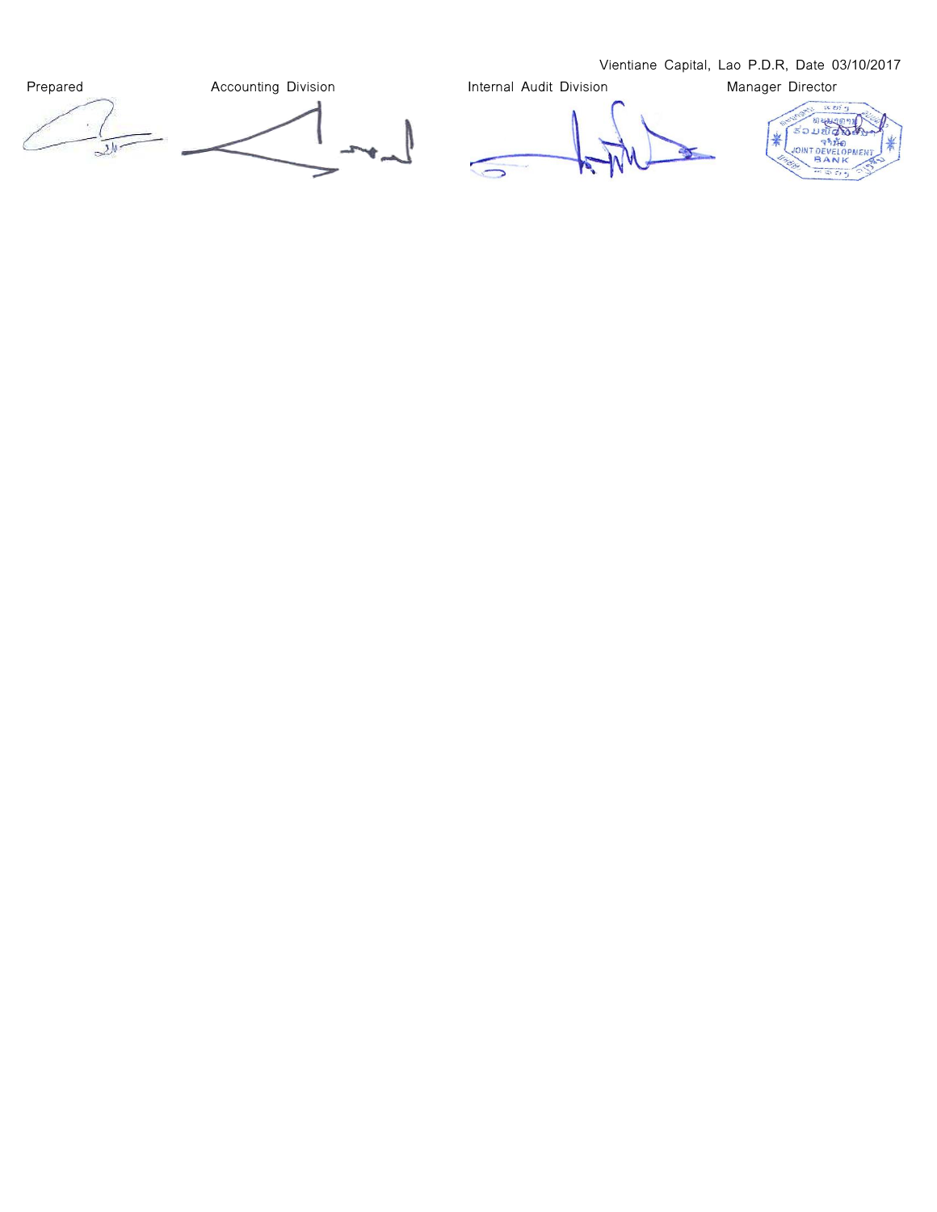Vientiane Capital, Lao P.D.R, Date 03/10/2017

| Prepared | Accounting Division | Internal Audit Division | Manager Director |
| --- | --- | --- | --- |